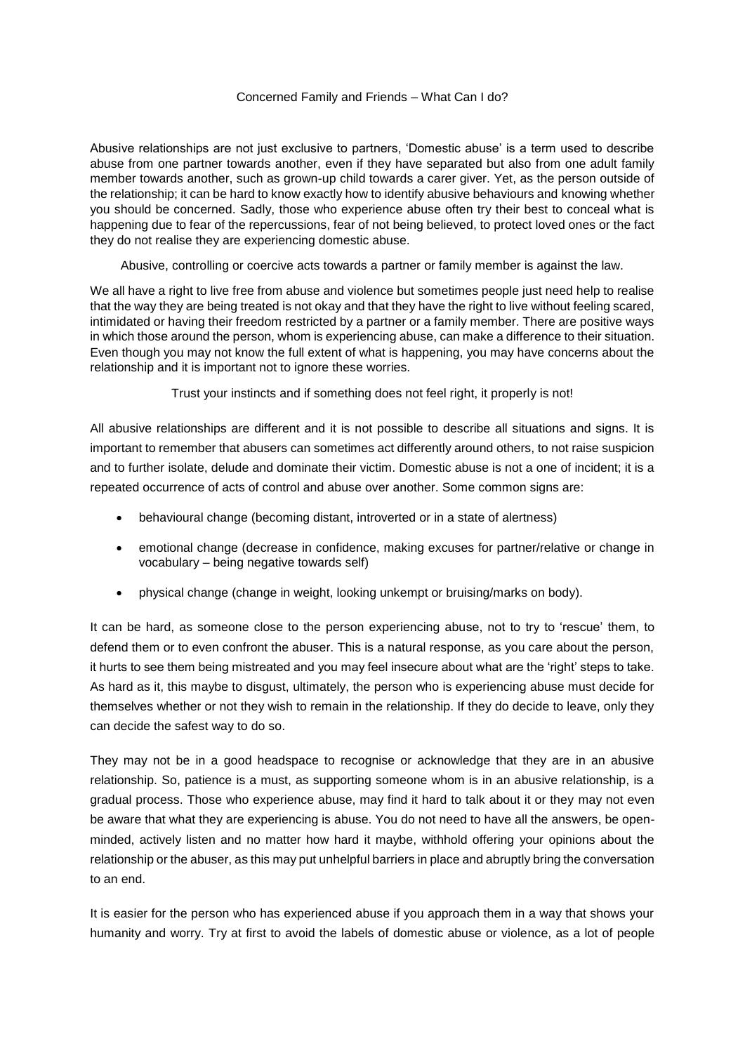# Concerned Family and Friends – What Can I do?

Abusive relationships are not just exclusive to partners, 'Domestic abuse' is a term used to describe abuse from one partner towards another, even if they have separated but also from one adult family member towards another, such as grown-up child towards a carer giver. Yet, as the person outside of the relationship; it can be hard to know exactly how to identify abusive behaviours and knowing whether you should be concerned. Sadly, those who experience abuse often try their best to conceal what is happening due to fear of the repercussions, fear of not being believed, to protect loved ones or the fact they do not realise they are experiencing domestic abuse.

Abusive, controlling or coercive acts towards a partner or family member is against the law.

We all have a right to live free from abuse and violence but sometimes people just need help to realise that the way they are being treated is not okay and that they have the right to live without feeling scared, intimidated or having their freedom restricted by a partner or a family member. There are positive ways in which those around the person, whom is experiencing abuse, can make a difference to their situation. Even though you may not know the full extent of what is happening, you may have concerns about the relationship and it is important not to ignore these worries.

Trust your instincts and if something does not feel right, it properly is not!

All abusive relationships are different and it is not possible to describe all situations and signs. It is important to remember that abusers can sometimes act differently around others, to not raise suspicion and to further isolate, delude and dominate their victim. Domestic abuse is not a one of incident; it is a repeated occurrence of acts of control and abuse over another. Some common signs are:

- behavioural change (becoming distant, introverted or in a state of alertness)
- emotional change (decrease in confidence, making excuses for partner/relative or change in vocabulary – being negative towards self)
- physical change (change in weight, looking unkempt or bruising/marks on body).

It can be hard, as someone close to the person experiencing abuse, not to try to 'rescue' them, to defend them or to even confront the abuser. This is a natural response, as you care about the person, it hurts to see them being mistreated and you may feel insecure about what are the 'right' steps to take. As hard as it, this maybe to disgust, ultimately, the person who is experiencing abuse must decide for themselves whether or not they wish to remain in the relationship. If they do decide to leave, only they can decide the safest way to do so.

They may not be in a good headspace to recognise or acknowledge that they are in an abusive relationship. So, patience is a must, as supporting someone whom is in an abusive relationship, is a gradual process. Those who experience abuse, may find it hard to talk about it or they may not even be aware that what they are experiencing is abuse. You do not need to have all the answers, be open-minded, actively listen and no matter how hard it maybe, withhold offering your opinions about the relationship or the abuser, as this may put unhelpful barriers in place and abruptly bring the conversation to an end.

It is easier for the person who has experienced abuse if you approach them in a way that shows your humanity and worry. Try at first to avoid the labels of domestic abuse or violence, as a lot of people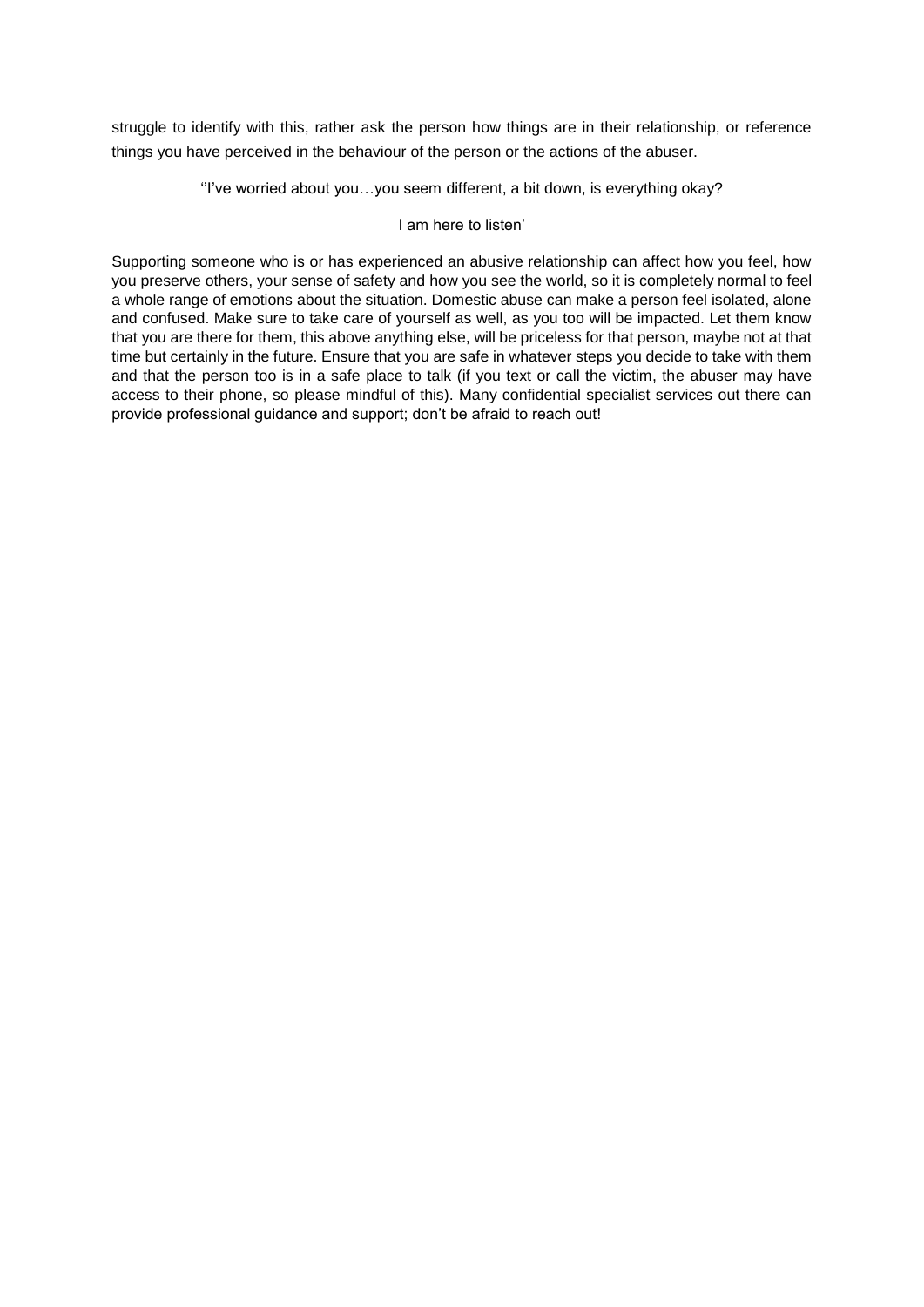struggle to identify with this, rather ask the person how things are in their relationship, or reference things you have perceived in the behaviour of the person or the actions of the abuser.

''I've worried about you…you seem different, a bit down, is everything okay?

I am here to listen'

Supporting someone who is or has experienced an abusive relationship can affect how you feel, how you preserve others, your sense of safety and how you see the world, so it is completely normal to feel a whole range of emotions about the situation. Domestic abuse can make a person feel isolated, alone and confused. Make sure to take care of yourself as well, as you too will be impacted. Let them know that you are there for them, this above anything else, will be priceless for that person, maybe not at that time but certainly in the future. Ensure that you are safe in whatever steps you decide to take with them and that the person too is in a safe place to talk (if you text or call the victim, the abuser may have access to their phone, so please mindful of this). Many confidential specialist services out there can provide professional guidance and support; don't be afraid to reach out!